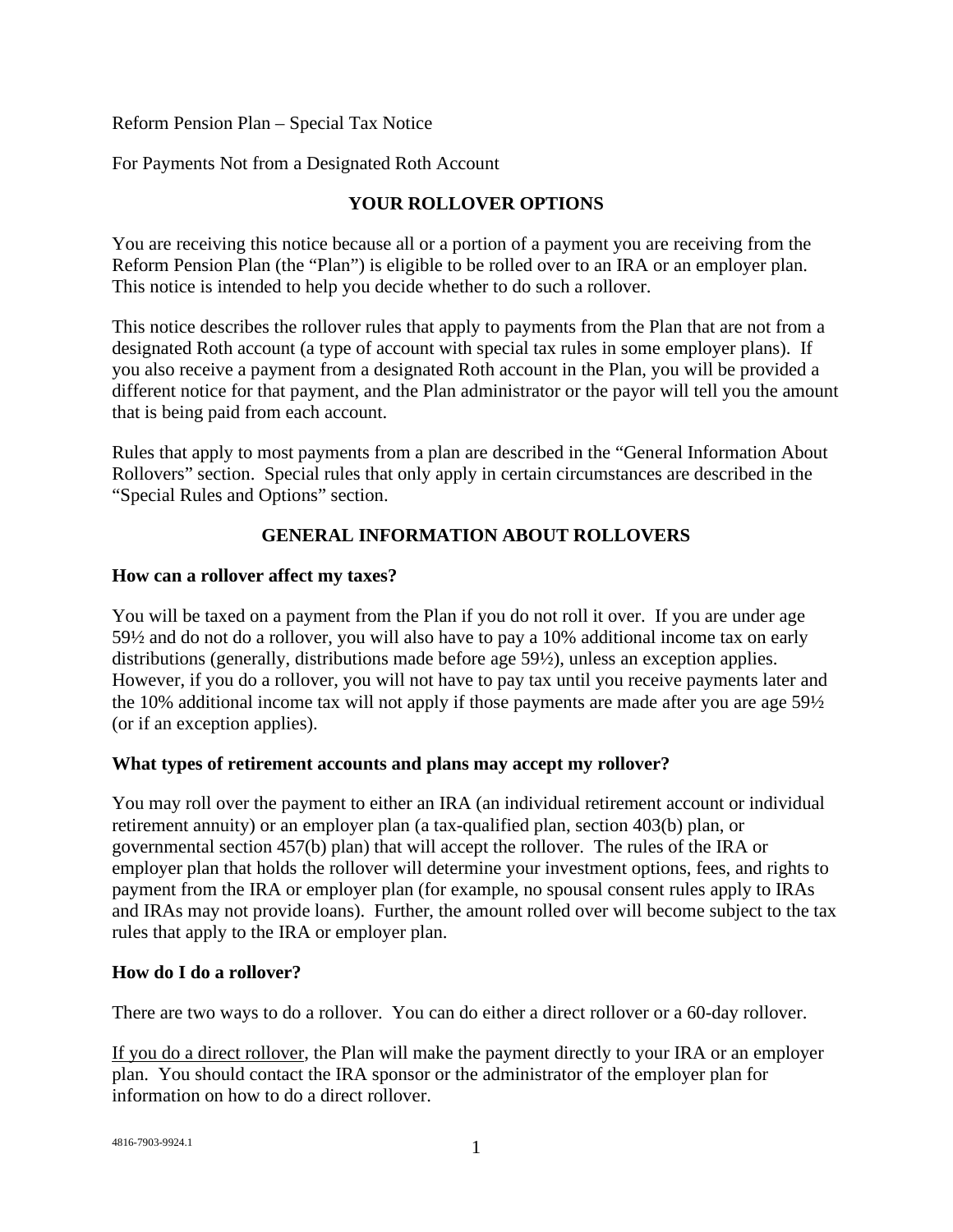Reform Pension Plan – Special Tax Notice

For Payments Not from a Designated Roth Account

## YOUR ROLLOVER OPTIONS

You are receiving this notice because all or a portion of a payment you are receiving from the Reform Pension Plan (the "Plan") is eligible to be rolled over to an IRA or an employer plan. This notice is intended to help you decide whether to do such a rollover.

This notice describes the rollover rules that apply to payments from the Plan that are not from a designated Roth account (a type of account with special tax rules in some employer plans). If you also receive a payment from a designated Roth account in the Plan, you will be provided a different notice for that payment, and the Plan administrator or the payor will tell you the amount that is being paid from each account.

Rules that apply to most payments from a plan are described in the "General Information About Rollovers" section. Special rules that only apply in certain circumstances are described in the "Special Rules and Options" section.

## GENERAL INFORMATION ABOUT ROLLOVERS

### How can a rollover affect my taxes?

You will be taxed on a payment from the Plan if you do not roll it over. If you are under age 59½ and do not do a rollover, you will also have to pay a 10% additional income tax on early distributions (generally, distributions made before age 59½), unless an exception applies. However, if you do a rollover, you will not have to pay tax until you receive payments later and the 10% additional income tax will not apply if those payments are made after you are age 59½ (or if an exception applies).

### What types of retirement accounts and plans may accept my rollover?

You may roll over the payment to either an IRA (an individual retirement account or individual retirement annuity) or an employer plan (a tax-qualified plan, section 403(b) plan, or governmental section 457(b) plan) that will accept the rollover. The rules of the IRA or employer plan that holds the rollover will determine your investment options, fees, and rights to payment from the IRA or employer plan (for example, no spousal consent rules apply to IRAs and IRAs may not provide loans). Further, the amount rolled over will become subject to the tax rules that apply to the IRA or employer plan.

### How do I do a rollover?

There are two ways to do a rollover. You can do either a direct rollover or a 60-day rollover.

<u>If you do a direct rollover</u>, the Plan will make the payment directly to your IRA or an employer plan. You should contact the IRA sponsor or the administrator of the employer plan for information on how to do a direct rollover.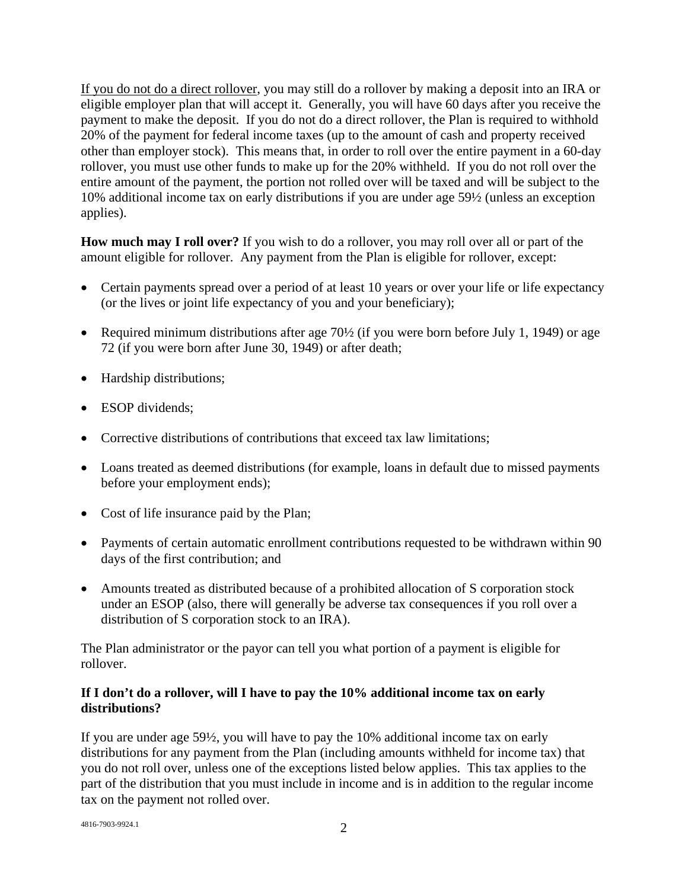If you do not do a direct rollover, you may still do a rollover by making a deposit into an IRA or eligible employer plan that will accept it. Generally, you will have 60 days after you receive the payment to make the deposit. If you do not do a direct rollover, the Plan is required to withhold 20% of the payment for federal income taxes (up to the amount of cash and property received other than employer stock). This means that, in order to roll over the entire payment in a 60-day rollover, you must use other funds to make up for the 20% withheld. If you do not roll over the entire amount of the payment, the portion not rolled over will be taxed and will be subject to the 10% additional income tax on early distributions if you are under age 59½ (unless an exception applies).

**How much may I roll over?** If you wish to do a rollover, you may roll over all or part of the amount eligible for rollover. Any payment from the Plan is eligible for rollover, except:

- Certain payments spread over a period of at least 10 years or over your life or life expectancy (or the lives or joint life expectancy of you and your beneficiary);
- Required minimum distributions after age 70½ (if you were born before July 1, 1949) or age 72 (if you were born after June 30, 1949) or after death;
- Hardship distributions;
- ESOP dividends;
- Corrective distributions of contributions that exceed tax law limitations;
- Loans treated as deemed distributions (for example, loans in default due to missed payments before your employment ends);
- Cost of life insurance paid by the Plan;
- Payments of certain automatic enrollment contributions requested to be withdrawn within 90 days of the first contribution; and
- Amounts treated as distributed because of a prohibited allocation of S corporation stock under an ESOP (also, there will generally be adverse tax consequences if you roll over a distribution of S corporation stock to an IRA).

The Plan administrator or the payor can tell you what portion of a payment is eligible for rollover.

**If I don't do a rollover, will I have to pay the 10% additional income tax on early distributions?**

If you are under age 59½, you will have to pay the 10% additional income tax on early distributions for any payment from the Plan (including amounts withheld for income tax) that you do not roll over, unless one of the exceptions listed below applies. This tax applies to the part of the distribution that you must include in income and is in addition to the regular income tax on the payment not rolled over.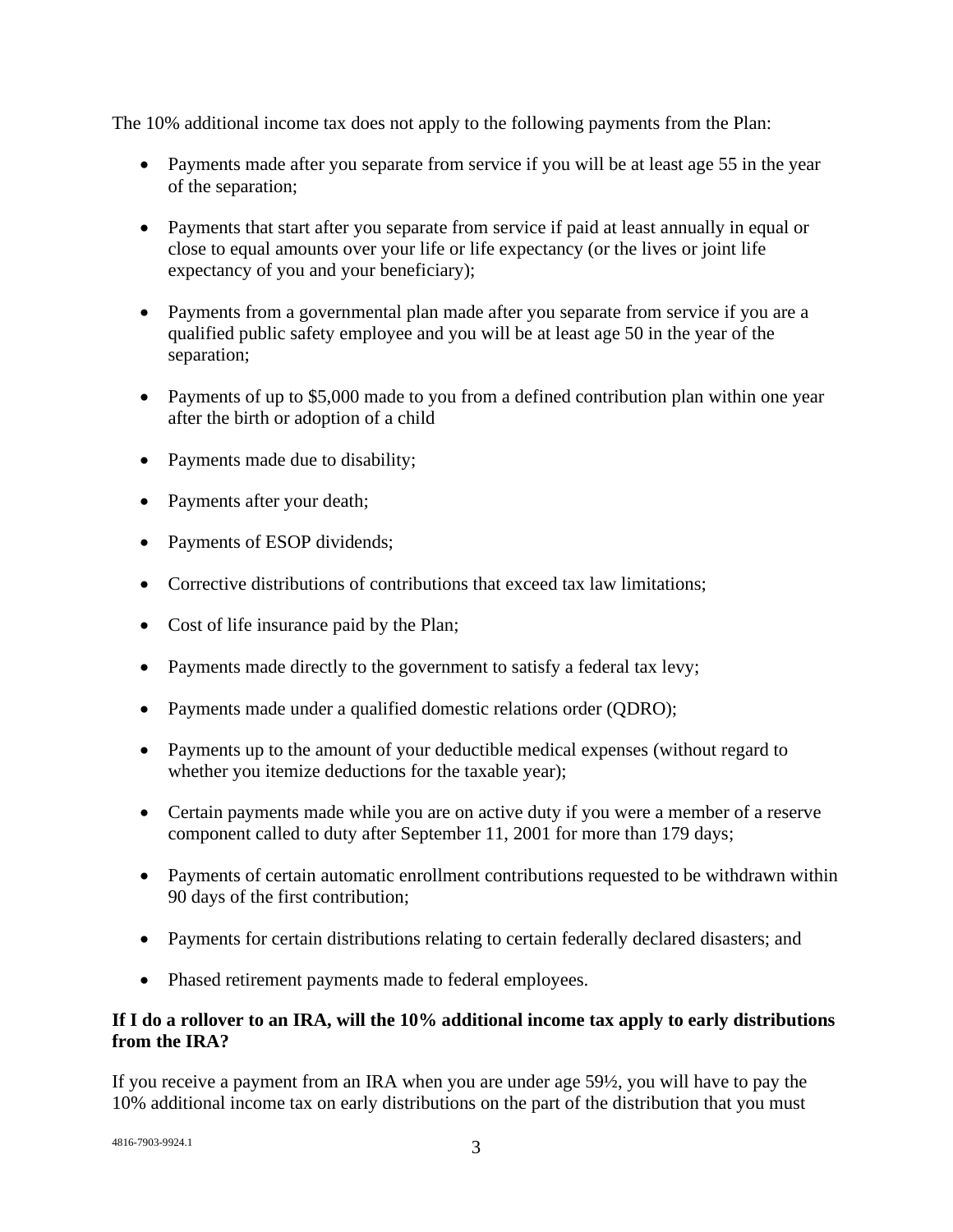The 10% additional income tax does not apply to the following payments from the Plan:

- Payments made after you separate from service if you will be at least age 55 in the year of the separation;
- Payments that start after you separate from service if paid at least annually in equal or close to equal amounts over your life or life expectancy (or the lives or joint life expectancy of you and your beneficiary);
- Payments from a governmental plan made after you separate from service if you are a qualified public safety employee and you will be at least age 50 in the year of the separation;
- Payments of up to $5,000 made to you from a defined contribution plan within one year after the birth or adoption of a child
- Payments made due to disability;
- Payments after your death;
- Payments of ESOP dividends;
- Corrective distributions of contributions that exceed tax law limitations;
- Cost of life insurance paid by the Plan;
- Payments made directly to the government to satisfy a federal tax levy;
- Payments made under a qualified domestic relations order (QDRO);
- Payments up to the amount of your deductible medical expenses (without regard to whether you itemize deductions for the taxable year);
- Certain payments made while you are on active duty if you were a member of a reserve component called to duty after September 11, 2001 for more than 179 days;
- Payments of certain automatic enrollment contributions requested to be withdrawn within 90 days of the first contribution;
- Payments for certain distributions relating to certain federally declared disasters; and
- Phased retirement payments made to federal employees.

**If I do a rollover to an IRA, will the 10% additional income tax apply to early distributions from the IRA?**

If you receive a payment from an IRA when you are under age 59½, you will have to pay the 10% additional income tax on early distributions on the part of the distribution that you must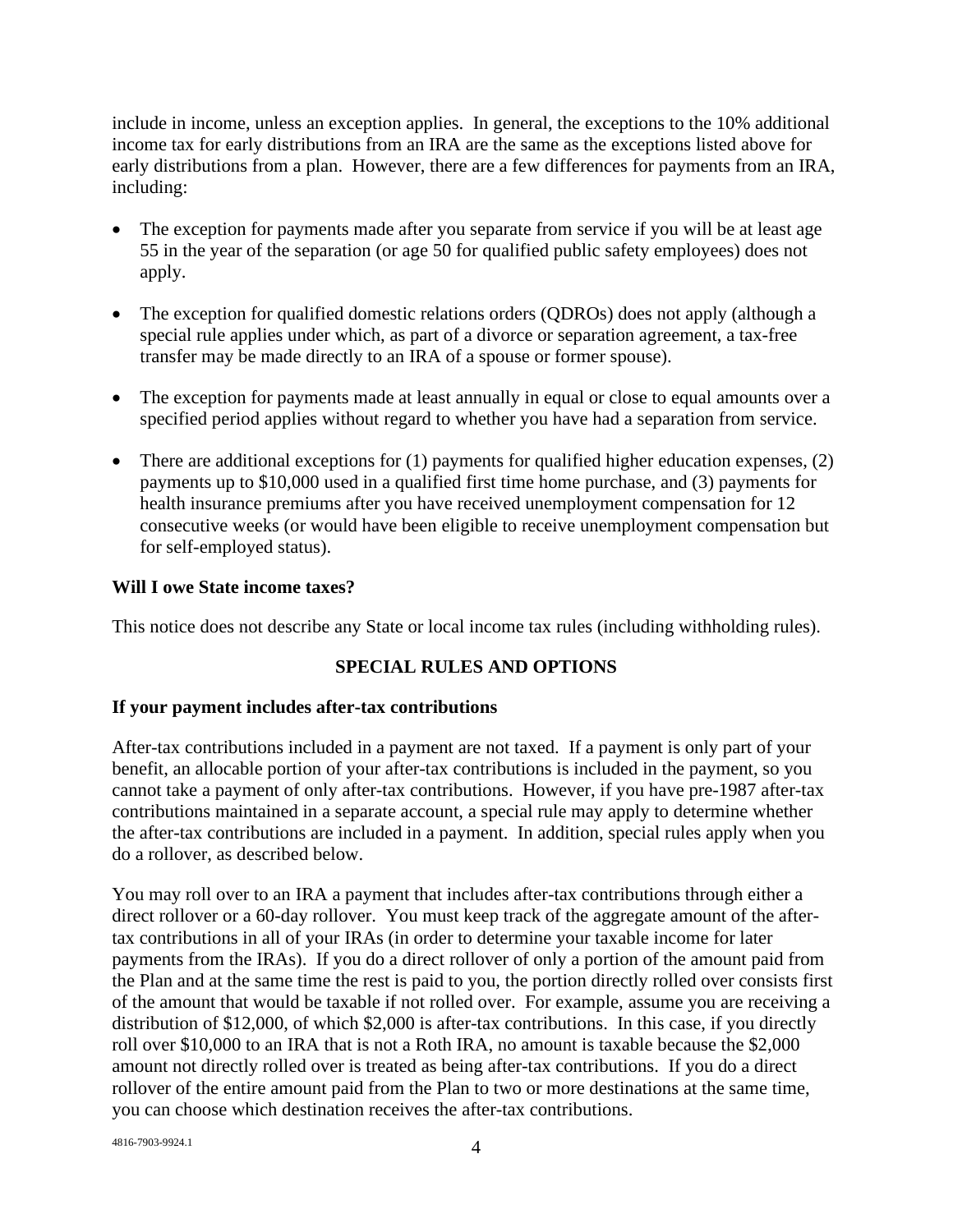include in income, unless an exception applies. In general, the exceptions to the 10% additional income tax for early distributions from an IRA are the same as the exceptions listed above for early distributions from a plan. However, there are a few differences for payments from an IRA, including:

- The exception for payments made after you separate from service if you will be at least age 55 in the year of the separation (or age 50 for qualified public safety employees) does not apply.
- The exception for qualified domestic relations orders (QDROs) does not apply (although a special rule applies under which, as part of a divorce or separation agreement, a tax-free transfer may be made directly to an IRA of a spouse or former spouse).
- The exception for payments made at least annually in equal or close to equal amounts over a specified period applies without regard to whether you have had a separation from service.
- There are additional exceptions for (1) payments for qualified higher education expenses, (2) payments up to $10,000 used in a qualified first time home purchase, and (3) payments for health insurance premiums after you have received unemployment compensation for 12 consecutive weeks (or would have been eligible to receive unemployment compensation but for self-employed status).

**Will I owe State income taxes?**

This notice does not describe any State or local income tax rules (including withholding rules).

## SPECIAL RULES AND OPTIONS

**If your payment includes after-tax contributions**

After-tax contributions included in a payment are not taxed. If a payment is only part of your benefit, an allocable portion of your after-tax contributions is included in the payment, so you cannot take a payment of only after-tax contributions. However, if you have pre-1987 after-tax contributions maintained in a separate account, a special rule may apply to determine whether the after-tax contributions are included in a payment. In addition, special rules apply when you do a rollover, as described below.

You may roll over to an IRA a payment that includes after-tax contributions through either a direct rollover or a 60-day rollover. You must keep track of the aggregate amount of the after-tax contributions in all of your IRAs (in order to determine your taxable income for later payments from the IRAs). If you do a direct rollover of only a portion of the amount paid from the Plan and at the same time the rest is paid to you, the portion directly rolled over consists first of the amount that would be taxable if not rolled over. For example, assume you are receiving a distribution of $12,000, of which $2,000 is after-tax contributions. In this case, if you directly roll over $10,000 to an IRA that is not a Roth IRA, no amount is taxable because the $2,000 amount not directly rolled over is treated as being after-tax contributions. If you do a direct rollover of the entire amount paid from the Plan to two or more destinations at the same time, you can choose which destination receives the after-tax contributions.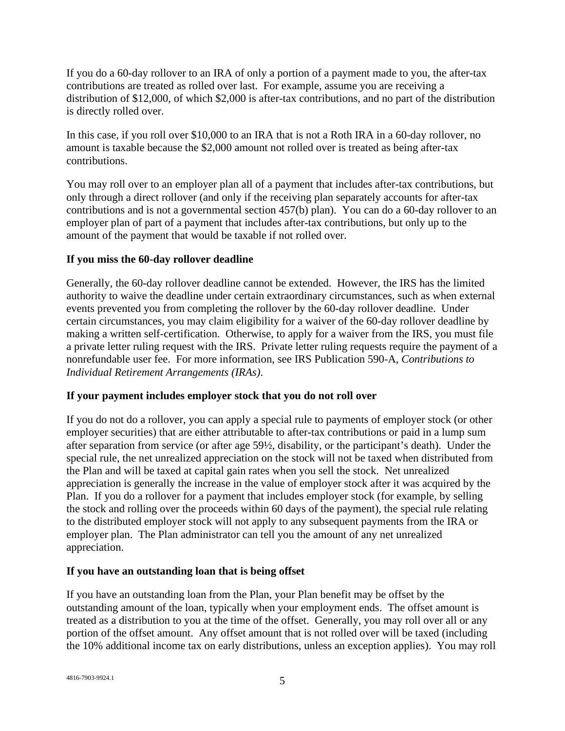If you do a 60-day rollover to an IRA of only a portion of a payment made to you, the after-tax contributions are treated as rolled over last. For example, assume you are receiving a distribution of $12,000, of which $2,000 is after-tax contributions, and no part of the distribution is directly rolled over.

In this case, if you roll over $10,000 to an IRA that is not a Roth IRA in a 60-day rollover, no amount is taxable because the $2,000 amount not rolled over is treated as being after-tax contributions.

You may roll over to an employer plan all of a payment that includes after-tax contributions, but only through a direct rollover (and only if the receiving plan separately accounts for after-tax contributions and is not a governmental section 457(b) plan). You can do a 60-day rollover to an employer plan of part of a payment that includes after-tax contributions, but only up to the amount of the payment that would be taxable if not rolled over.

**If you miss the 60-day rollover deadline**

Generally, the 60-day rollover deadline cannot be extended. However, the IRS has the limited authority to waive the deadline under certain extraordinary circumstances, such as when external events prevented you from completing the rollover by the 60-day rollover deadline. Under certain circumstances, you may claim eligibility for a waiver of the 60-day rollover deadline by making a written self-certification. Otherwise, to apply for a waiver from the IRS, you must file a private letter ruling request with the IRS. Private letter ruling requests require the payment of a nonrefundable user fee. For more information, see IRS Publication 590-A, *Contributions to Individual Retirement Arrangements (IRAs)*.

**If your payment includes employer stock that you do not roll over**

If you do not do a rollover, you can apply a special rule to payments of employer stock (or other employer securities) that are either attributable to after-tax contributions or paid in a lump sum after separation from service (or after age 59½, disability, or the participant's death). Under the special rule, the net unrealized appreciation on the stock will not be taxed when distributed from the Plan and will be taxed at capital gain rates when you sell the stock. Net unrealized appreciation is generally the increase in the value of employer stock after it was acquired by the Plan. If you do a rollover for a payment that includes employer stock (for example, by selling the stock and rolling over the proceeds within 60 days of the payment), the special rule relating to the distributed employer stock will not apply to any subsequent payments from the IRA or employer plan. The Plan administrator can tell you the amount of any net unrealized appreciation.

**If you have an outstanding loan that is being offset**

If you have an outstanding loan from the Plan, your Plan benefit may be offset by the outstanding amount of the loan, typically when your employment ends. The offset amount is treated as a distribution to you at the time of the offset. Generally, you may roll over all or any portion of the offset amount. Any offset amount that is not rolled over will be taxed (including the 10% additional income tax on early distributions, unless an exception applies). You may roll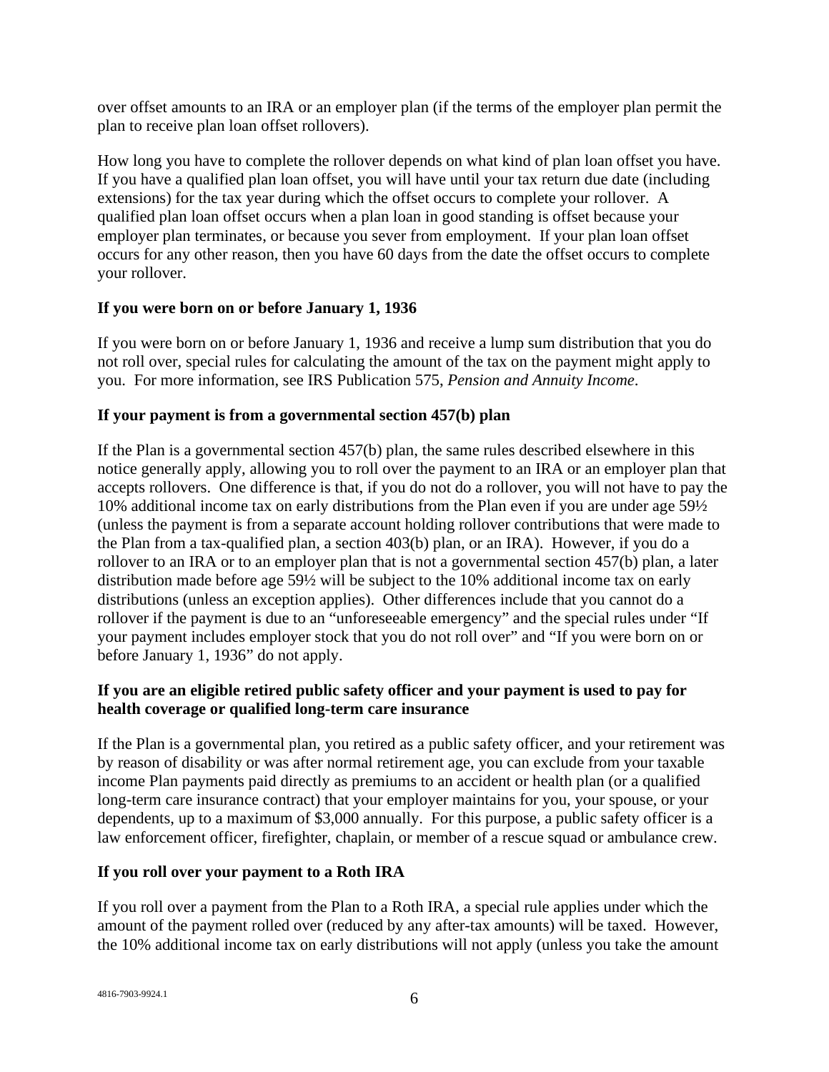over offset amounts to an IRA or an employer plan (if the terms of the employer plan permit the plan to receive plan loan offset rollovers).

How long you have to complete the rollover depends on what kind of plan loan offset you have. If you have a qualified plan loan offset, you will have until your tax return due date (including extensions) for the tax year during which the offset occurs to complete your rollover. A qualified plan loan offset occurs when a plan loan in good standing is offset because your employer plan terminates, or because you sever from employment. If your plan loan offset occurs for any other reason, then you have 60 days from the date the offset occurs to complete your rollover.

**If you were born on or before January 1, 1936**

If you were born on or before January 1, 1936 and receive a lump sum distribution that you do not roll over, special rules for calculating the amount of the tax on the payment might apply to you. For more information, see IRS Publication 575, *Pension and Annuity Income*.

**If your payment is from a governmental section 457(b) plan**

If the Plan is a governmental section 457(b) plan, the same rules described elsewhere in this notice generally apply, allowing you to roll over the payment to an IRA or an employer plan that accepts rollovers. One difference is that, if you do not do a rollover, you will not have to pay the 10% additional income tax on early distributions from the Plan even if you are under age 59½ (unless the payment is from a separate account holding rollover contributions that were made to the Plan from a tax-qualified plan, a section 403(b) plan, or an IRA). However, if you do a rollover to an IRA or to an employer plan that is not a governmental section 457(b) plan, a later distribution made before age 59½ will be subject to the 10% additional income tax on early distributions (unless an exception applies). Other differences include that you cannot do a rollover if the payment is due to an "unforeseeable emergency" and the special rules under "If your payment includes employer stock that you do not roll over" and "If you were born on or before January 1, 1936" do not apply.

**If you are an eligible retired public safety officer and your payment is used to pay for health coverage or qualified long-term care insurance**

If the Plan is a governmental plan, you retired as a public safety officer, and your retirement was by reason of disability or was after normal retirement age, you can exclude from your taxable income Plan payments paid directly as premiums to an accident or health plan (or a qualified long-term care insurance contract) that your employer maintains for you, your spouse, or your dependents, up to a maximum of $3,000 annually. For this purpose, a public safety officer is a law enforcement officer, firefighter, chaplain, or member of a rescue squad or ambulance crew.

**If you roll over your payment to a Roth IRA**

If you roll over a payment from the Plan to a Roth IRA, a special rule applies under which the amount of the payment rolled over (reduced by any after-tax amounts) will be taxed. However, the 10% additional income tax on early distributions will not apply (unless you take the amount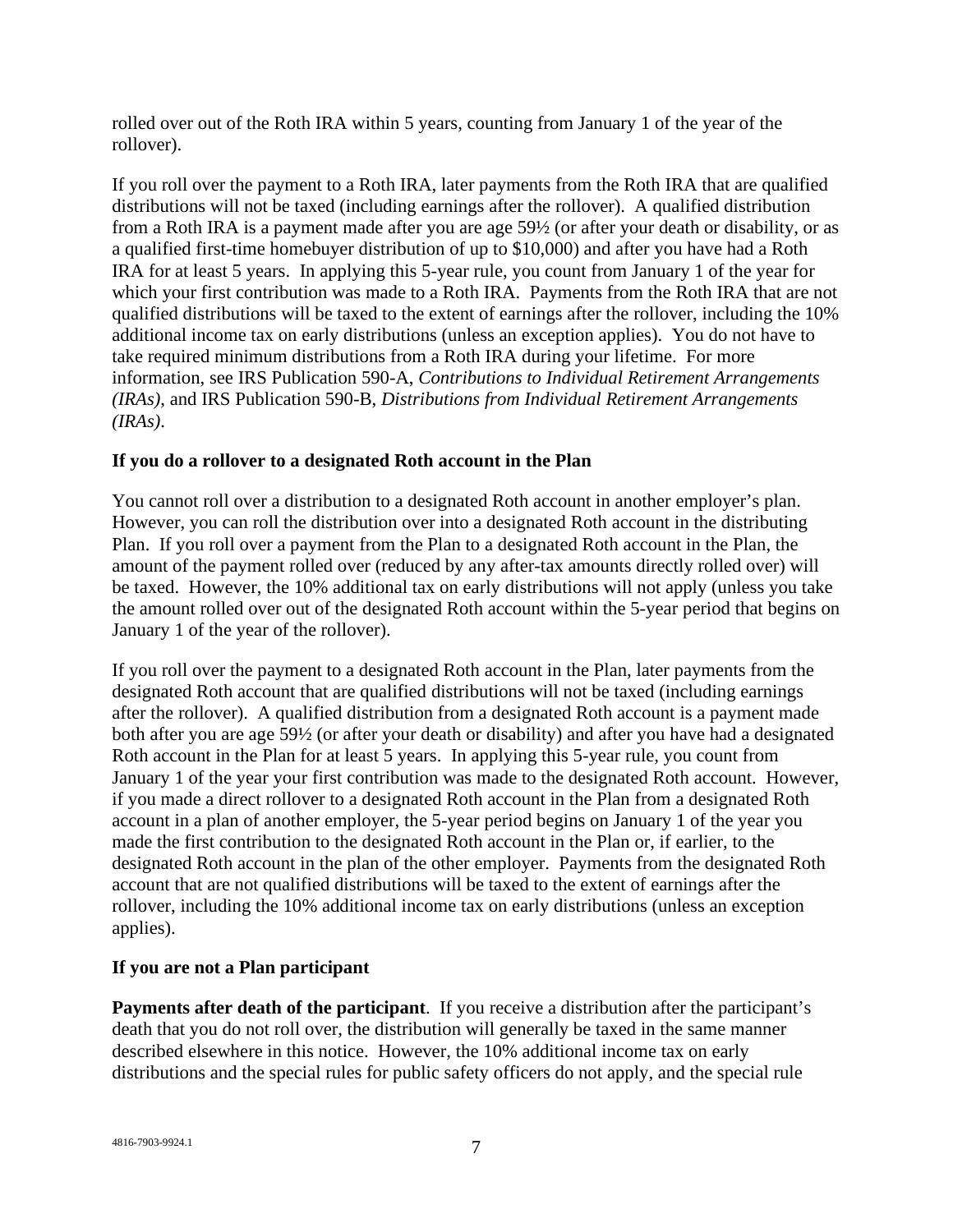rolled over out of the Roth IRA within 5 years, counting from January 1 of the year of the rollover).

If you roll over the payment to a Roth IRA, later payments from the Roth IRA that are qualified distributions will not be taxed (including earnings after the rollover). A qualified distribution from a Roth IRA is a payment made after you are age 59½ (or after your death or disability, or as a qualified first-time homebuyer distribution of up to $10,000) and after you have had a Roth IRA for at least 5 years. In applying this 5-year rule, you count from January 1 of the year for which your first contribution was made to a Roth IRA. Payments from the Roth IRA that are not qualified distributions will be taxed to the extent of earnings after the rollover, including the 10% additional income tax on early distributions (unless an exception applies). You do not have to take required minimum distributions from a Roth IRA during your lifetime. For more information, see IRS Publication 590-A, *Contributions to Individual Retirement Arrangements (IRAs)*, and IRS Publication 590-B, *Distributions from Individual Retirement Arrangements (IRAs)*.

**If you do a rollover to a designated Roth account in the Plan**

You cannot roll over a distribution to a designated Roth account in another employer's plan. However, you can roll the distribution over into a designated Roth account in the distributing Plan. If you roll over a payment from the Plan to a designated Roth account in the Plan, the amount of the payment rolled over (reduced by any after-tax amounts directly rolled over) will be taxed. However, the 10% additional tax on early distributions will not apply (unless you take the amount rolled over out of the designated Roth account within the 5-year period that begins on January 1 of the year of the rollover).

If you roll over the payment to a designated Roth account in the Plan, later payments from the designated Roth account that are qualified distributions will not be taxed (including earnings after the rollover). A qualified distribution from a designated Roth account is a payment made both after you are age 59½ (or after your death or disability) and after you have had a designated Roth account in the Plan for at least 5 years. In applying this 5-year rule, you count from January 1 of the year your first contribution was made to the designated Roth account. However, if you made a direct rollover to a designated Roth account in the Plan from a designated Roth account in a plan of another employer, the 5-year period begins on January 1 of the year you made the first contribution to the designated Roth account in the Plan or, if earlier, to the designated Roth account in the plan of the other employer. Payments from the designated Roth account that are not qualified distributions will be taxed to the extent of earnings after the rollover, including the 10% additional income tax on early distributions (unless an exception applies).

**If you are not a Plan participant**

**Payments after death of the participant**. If you receive a distribution after the participant's death that you do not roll over, the distribution will generally be taxed in the same manner described elsewhere in this notice. However, the 10% additional income tax on early distributions and the special rules for public safety officers do not apply, and the special rule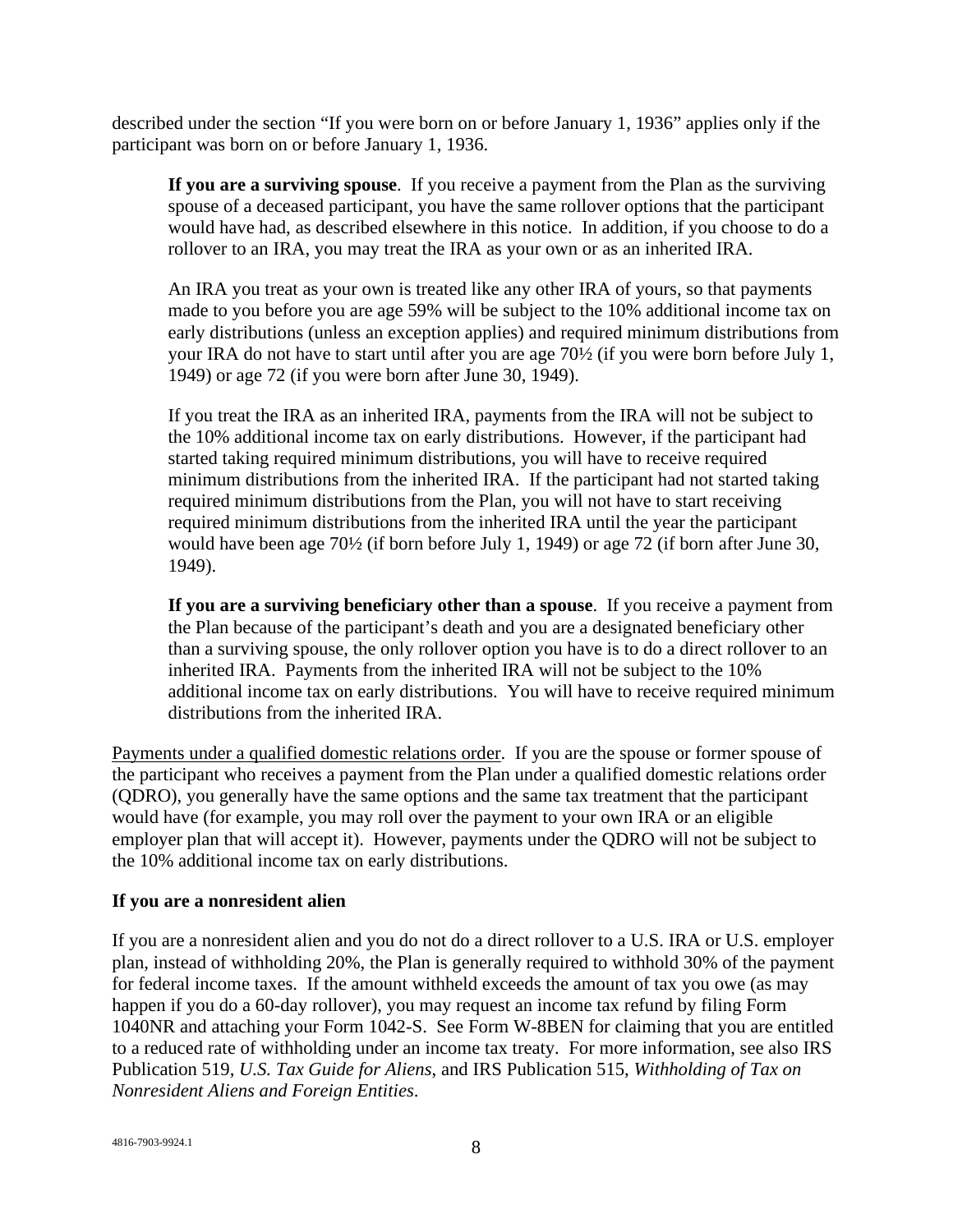described under the section "If you were born on or before January 1, 1936" applies only if the participant was born on or before January 1, 1936.

**If you are a surviving spouse**. If you receive a payment from the Plan as the surviving spouse of a deceased participant, you have the same rollover options that the participant would have had, as described elsewhere in this notice. In addition, if you choose to do a rollover to an IRA, you may treat the IRA as your own or as an inherited IRA.

An IRA you treat as your own is treated like any other IRA of yours, so that payments made to you before you are age 59% will be subject to the 10% additional income tax on early distributions (unless an exception applies) and required minimum distributions from your IRA do not have to start until after you are age 70½ (if you were born before July 1, 1949) or age 72 (if you were born after June 30, 1949).

If you treat the IRA as an inherited IRA, payments from the IRA will not be subject to the 10% additional income tax on early distributions. However, if the participant had started taking required minimum distributions, you will have to receive required minimum distributions from the inherited IRA. If the participant had not started taking required minimum distributions from the Plan, you will not have to start receiving required minimum distributions from the inherited IRA until the year the participant would have been age 70½ (if born before July 1, 1949) or age 72 (if born after June 30, 1949).

**If you are a surviving beneficiary other than a spouse**. If you receive a payment from the Plan because of the participant's death and you are a designated beneficiary other than a surviving spouse, the only rollover option you have is to do a direct rollover to an inherited IRA. Payments from the inherited IRA will not be subject to the 10% additional income tax on early distributions. You will have to receive required minimum distributions from the inherited IRA.

Payments under a qualified domestic relations order. If you are the spouse or former spouse of the participant who receives a payment from the Plan under a qualified domestic relations order (QDRO), you generally have the same options and the same tax treatment that the participant would have (for example, you may roll over the payment to your own IRA or an eligible employer plan that will accept it). However, payments under the QDRO will not be subject to the 10% additional income tax on early distributions.

**If you are a nonresident alien**

If you are a nonresident alien and you do not do a direct rollover to a U.S. IRA or U.S. employer plan, instead of withholding 20%, the Plan is generally required to withhold 30% of the payment for federal income taxes. If the amount withheld exceeds the amount of tax you owe (as may happen if you do a 60-day rollover), you may request an income tax refund by filing Form 1040NR and attaching your Form 1042-S. See Form W-8BEN for claiming that you are entitled to a reduced rate of withholding under an income tax treaty. For more information, see also IRS Publication 519, *U.S. Tax Guide for Aliens*, and IRS Publication 515, *Withholding of Tax on Nonresident Aliens and Foreign Entities*.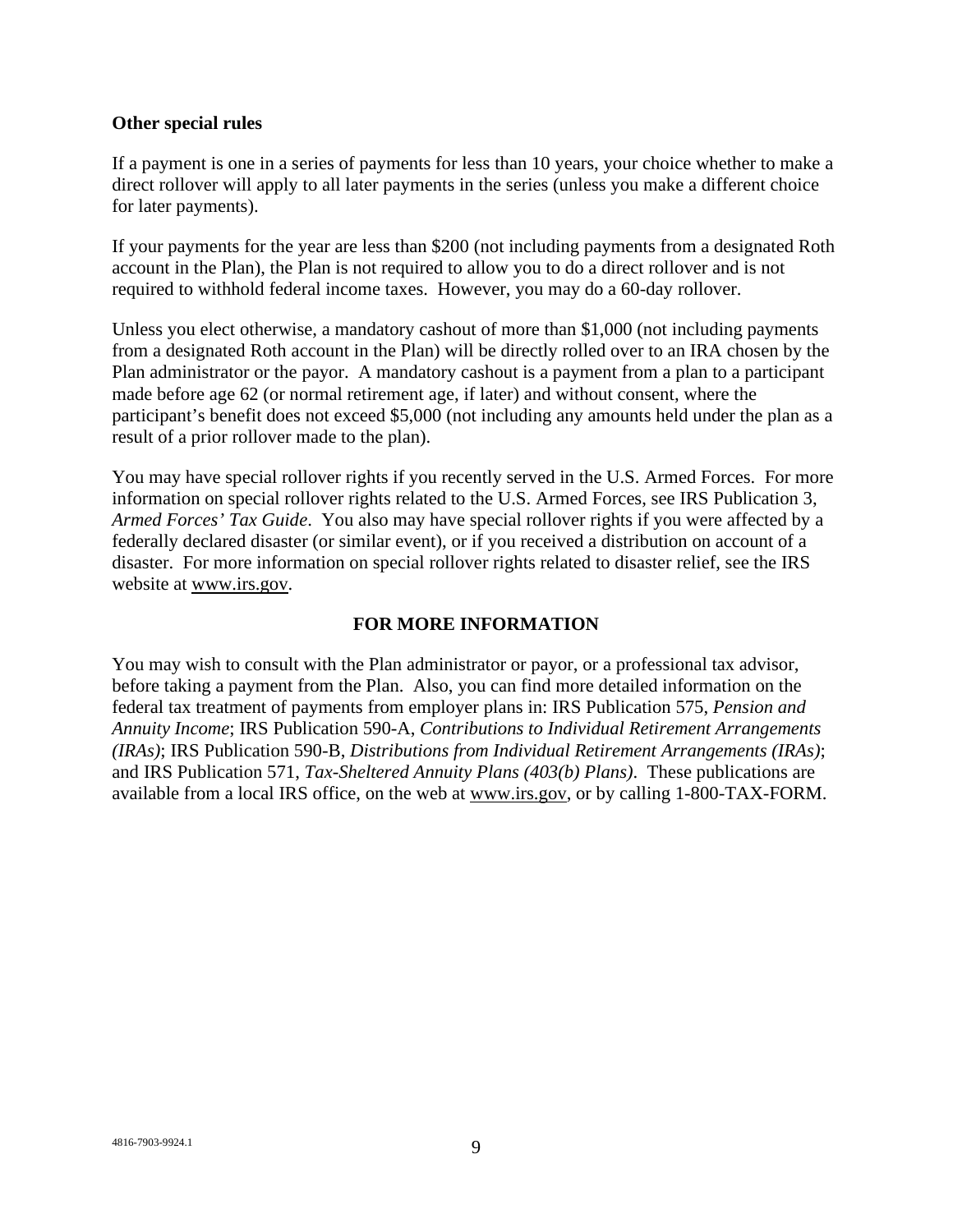### Other special rules

If a payment is one in a series of payments for less than 10 years, your choice whether to make a direct rollover will apply to all later payments in the series (unless you make a different choice for later payments).

If your payments for the year are less than $200 (not including payments from a designated Roth account in the Plan), the Plan is not required to allow you to do a direct rollover and is not required to withhold federal income taxes. However, you may do a 60-day rollover.

Unless you elect otherwise, a mandatory cashout of more than $1,000 (not including payments from a designated Roth account in the Plan) will be directly rolled over to an IRA chosen by the Plan administrator or the payor. A mandatory cashout is a payment from a plan to a participant made before age 62 (or normal retirement age, if later) and without consent, where the participant's benefit does not exceed $5,000 (not including any amounts held under the plan as a result of a prior rollover made to the plan).

You may have special rollover rights if you recently served in the U.S. Armed Forces. For more information on special rollover rights related to the U.S. Armed Forces, see IRS Publication 3, *Armed Forces' Tax Guide*. You also may have special rollover rights if you were affected by a federally declared disaster (or similar event), or if you received a distribution on account of a disaster. For more information on special rollover rights related to disaster relief, see the IRS website at www.irs.gov.

## FOR MORE INFORMATION

You may wish to consult with the Plan administrator or payor, or a professional tax advisor, before taking a payment from the Plan. Also, you can find more detailed information on the federal tax treatment of payments from employer plans in: IRS Publication 575, *Pension and Annuity Income*; IRS Publication 590-A, *Contributions to Individual Retirement Arrangements (IRAs)*; IRS Publication 590-B, *Distributions from Individual Retirement Arrangements (IRAs)*; and IRS Publication 571, *Tax-Sheltered Annuity Plans (403(b) Plans)*. These publications are available from a local IRS office, on the web at www.irs.gov, or by calling 1-800-TAX-FORM.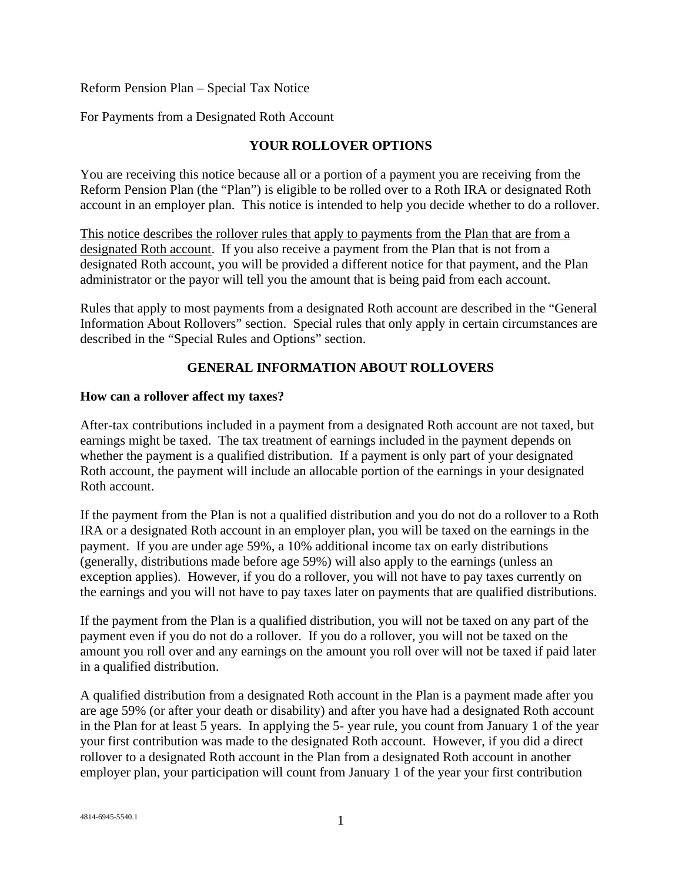Reform Pension Plan – Special Tax Notice

For Payments from a Designated Roth Account

## YOUR ROLLOVER OPTIONS

You are receiving this notice because all or a portion of a payment you are receiving from the Reform Pension Plan (the "Plan") is eligible to be rolled over to a Roth IRA or designated Roth account in an employer plan. This notice is intended to help you decide whether to do a rollover.

<u>This notice describes the rollover rules that apply to payments from the Plan that are from a designated Roth account</u>. If you also receive a payment from the Plan that is not from a designated Roth account, you will be provided a different notice for that payment, and the Plan administrator or the payor will tell you the amount that is being paid from each account.

Rules that apply to most payments from a designated Roth account are described in the "General Information About Rollovers" section. Special rules that only apply in certain circumstances are described in the "Special Rules and Options" section.

## GENERAL INFORMATION ABOUT ROLLOVERS

### How can a rollover affect my taxes?

After-tax contributions included in a payment from a designated Roth account are not taxed, but earnings might be taxed. The tax treatment of earnings included in the payment depends on whether the payment is a qualified distribution. If a payment is only part of your designated Roth account, the payment will include an allocable portion of the earnings in your designated Roth account.

If the payment from the Plan is not a qualified distribution and you do not do a rollover to a Roth IRA or a designated Roth account in an employer plan, you will be taxed on the earnings in the payment. If you are under age 59½, a 10% additional income tax on early distributions (generally, distributions made before age 59½) will also apply to the earnings (unless an exception applies). However, if you do a rollover, you will not have to pay taxes currently on the earnings and you will not have to pay taxes later on payments that are qualified distributions.

If the payment from the Plan is a qualified distribution, you will not be taxed on any part of the payment even if you do not do a rollover. If you do a rollover, you will not be taxed on the amount you roll over and any earnings on the amount you roll over will not be taxed if paid later in a qualified distribution.

A qualified distribution from a designated Roth account in the Plan is a payment made after you are age 59½ (or after your death or disability) and after you have had a designated Roth account in the Plan for at least 5 years. In applying the 5- year rule, you count from January 1 of the year your first contribution was made to the designated Roth account. However, if you did a direct rollover to a designated Roth account in the Plan from a designated Roth account in another employer plan, your participation will count from January 1 of the year your first contribution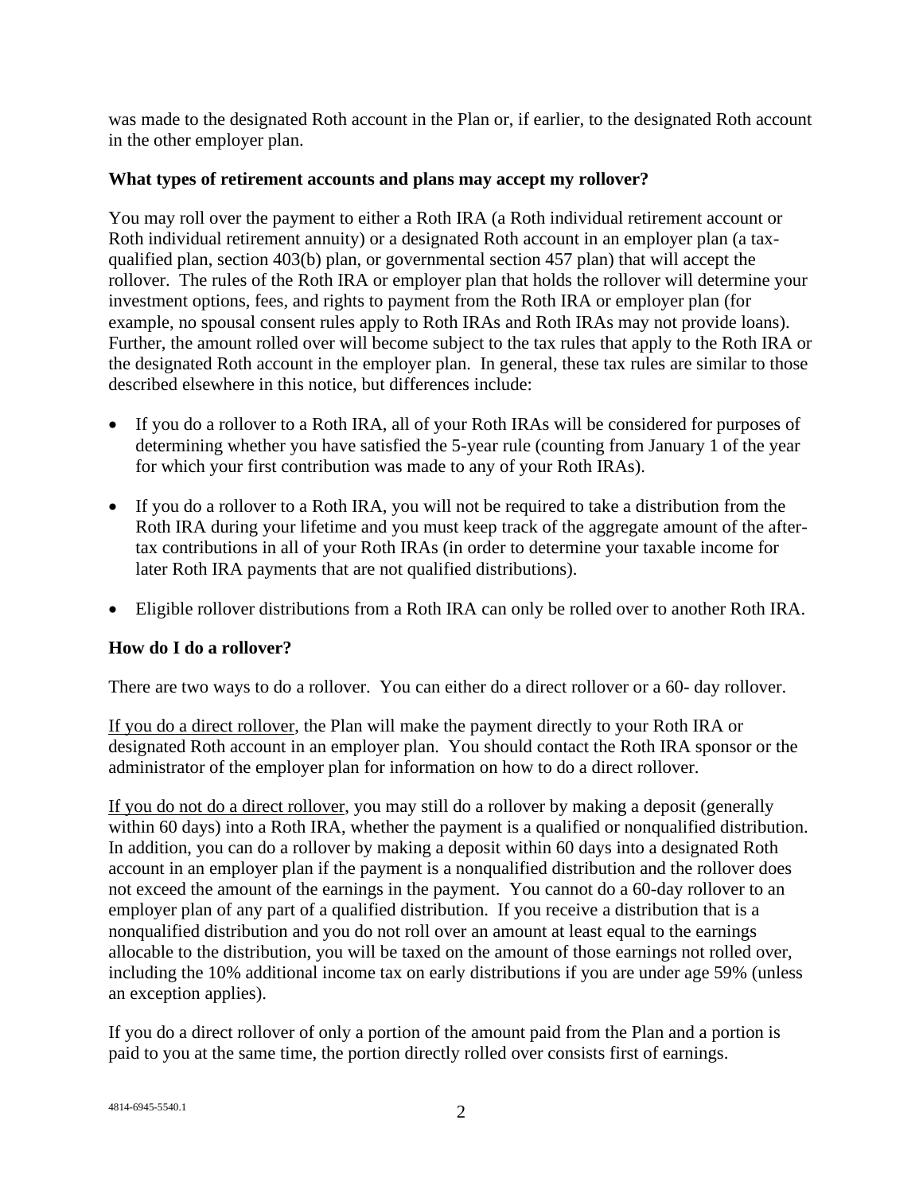was made to the designated Roth account in the Plan or, if earlier, to the designated Roth account in the other employer plan.

**What types of retirement accounts and plans may accept my rollover?**

You may roll over the payment to either a Roth IRA (a Roth individual retirement account or Roth individual retirement annuity) or a designated Roth account in an employer plan (a tax-qualified plan, section 403(b) plan, or governmental section 457 plan) that will accept the rollover. The rules of the Roth IRA or employer plan that holds the rollover will determine your investment options, fees, and rights to payment from the Roth IRA or employer plan (for example, no spousal consent rules apply to Roth IRAs and Roth IRAs may not provide loans). Further, the amount rolled over will become subject to the tax rules that apply to the Roth IRA or the designated Roth account in the employer plan. In general, these tax rules are similar to those described elsewhere in this notice, but differences include:

- If you do a rollover to a Roth IRA, all of your Roth IRAs will be considered for purposes of determining whether you have satisfied the 5-year rule (counting from January 1 of the year for which your first contribution was made to any of your Roth IRAs).
- If you do a rollover to a Roth IRA, you will not be required to take a distribution from the Roth IRA during your lifetime and you must keep track of the aggregate amount of the after-tax contributions in all of your Roth IRAs (in order to determine your taxable income for later Roth IRA payments that are not qualified distributions).
- Eligible rollover distributions from a Roth IRA can only be rolled over to another Roth IRA.

**How do I do a rollover?**

There are two ways to do a rollover. You can either do a direct rollover or a 60- day rollover.

If you do a direct rollover, the Plan will make the payment directly to your Roth IRA or designated Roth account in an employer plan. You should contact the Roth IRA sponsor or the administrator of the employer plan for information on how to do a direct rollover.

If you do not do a direct rollover, you may still do a rollover by making a deposit (generally within 60 days) into a Roth IRA, whether the payment is a qualified or nonqualified distribution. In addition, you can do a rollover by making a deposit within 60 days into a designated Roth account in an employer plan if the payment is a nonqualified distribution and the rollover does not exceed the amount of the earnings in the payment. You cannot do a 60-day rollover to an employer plan of any part of a qualified distribution. If you receive a distribution that is a nonqualified distribution and you do not roll over an amount at least equal to the earnings allocable to the distribution, you will be taxed on the amount of those earnings not rolled over, including the 10% additional income tax on early distributions if you are under age 59% (unless an exception applies).

If you do a direct rollover of only a portion of the amount paid from the Plan and a portion is paid to you at the same time, the portion directly rolled over consists first of earnings.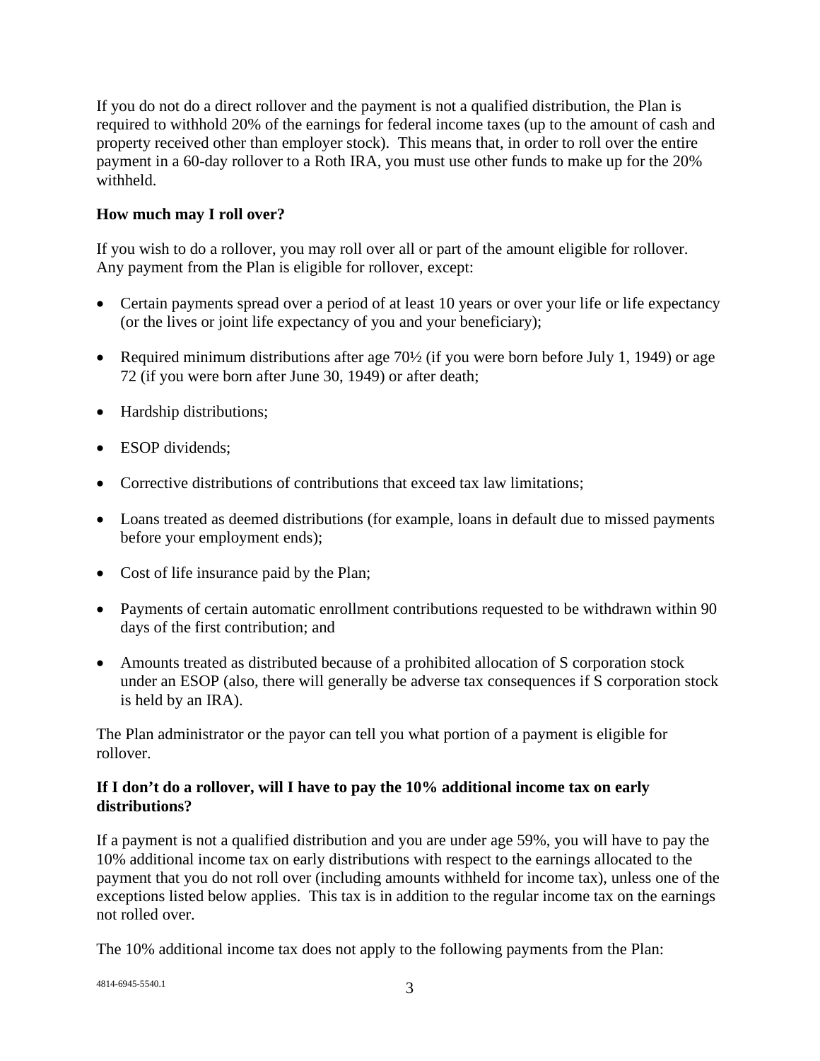If you do not do a direct rollover and the payment is not a qualified distribution, the Plan is required to withhold 20% of the earnings for federal income taxes (up to the amount of cash and property received other than employer stock). This means that, in order to roll over the entire payment in a 60-day rollover to a Roth IRA, you must use other funds to make up for the 20% withheld.

**How much may I roll over?**

If you wish to do a rollover, you may roll over all or part of the amount eligible for rollover. Any payment from the Plan is eligible for rollover, except:

- Certain payments spread over a period of at least 10 years or over your life or life expectancy (or the lives or joint life expectancy of you and your beneficiary);
- Required minimum distributions after age 70½ (if you were born before July 1, 1949) or age 72 (if you were born after June 30, 1949) or after death;
- Hardship distributions;
- ESOP dividends;
- Corrective distributions of contributions that exceed tax law limitations;
- Loans treated as deemed distributions (for example, loans in default due to missed payments before your employment ends);
- Cost of life insurance paid by the Plan;
- Payments of certain automatic enrollment contributions requested to be withdrawn within 90 days of the first contribution; and
- Amounts treated as distributed because of a prohibited allocation of S corporation stock under an ESOP (also, there will generally be adverse tax consequences if S corporation stock is held by an IRA).

The Plan administrator or the payor can tell you what portion of a payment is eligible for rollover.

**If I don't do a rollover, will I have to pay the 10% additional income tax on early distributions?**

If a payment is not a qualified distribution and you are under age 59%, you will have to pay the 10% additional income tax on early distributions with respect to the earnings allocated to the payment that you do not roll over (including amounts withheld for income tax), unless one of the exceptions listed below applies. This tax is in addition to the regular income tax on the earnings not rolled over.

The 10% additional income tax does not apply to the following payments from the Plan: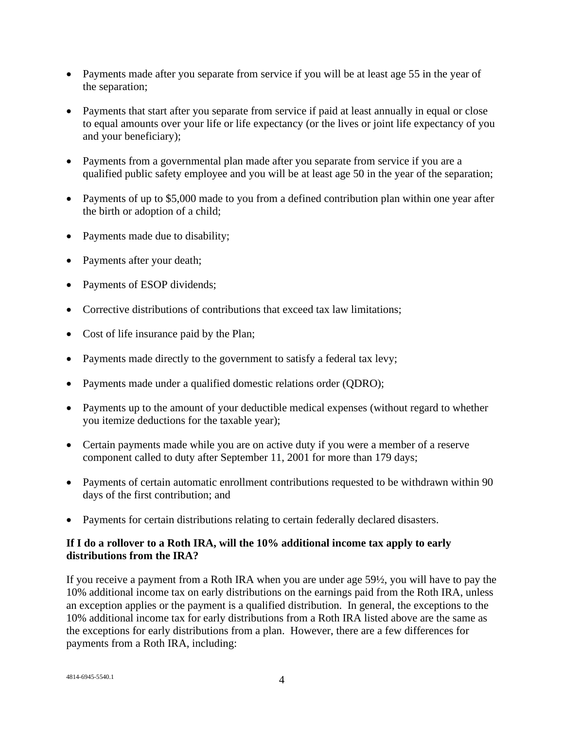- Payments made after you separate from service if you will be at least age 55 in the year of the separation;

- Payments that start after you separate from service if paid at least annually in equal or close to equal amounts over your life or life expectancy (or the lives or joint life expectancy of you and your beneficiary);

- Payments from a governmental plan made after you separate from service if you are a qualified public safety employee and you will be at least age 50 in the year of the separation;

- Payments of up to $5,000 made to you from a defined contribution plan within one year after the birth or adoption of a child;

- Payments made due to disability;

- Payments after your death;

- Payments of ESOP dividends;

- Corrective distributions of contributions that exceed tax law limitations;

- Cost of life insurance paid by the Plan;

- Payments made directly to the government to satisfy a federal tax levy;

- Payments made under a qualified domestic relations order (QDRO);

- Payments up to the amount of your deductible medical expenses (without regard to whether you itemize deductions for the taxable year);

- Certain payments made while you are on active duty if you were a member of a reserve component called to duty after September 11, 2001 for more than 179 days;

- Payments of certain automatic enrollment contributions requested to be withdrawn within 90 days of the first contribution; and

- Payments for certain distributions relating to certain federally declared disasters.

**If I do a rollover to a Roth IRA, will the 10% additional income tax apply to early distributions from the IRA?**

If you receive a payment from a Roth IRA when you are under age 59½, you will have to pay the 10% additional income tax on early distributions on the earnings paid from the Roth IRA, unless an exception applies or the payment is a qualified distribution. In general, the exceptions to the 10% additional income tax for early distributions from a Roth IRA listed above are the same as the exceptions for early distributions from a plan. However, there are a few differences for payments from a Roth IRA, including: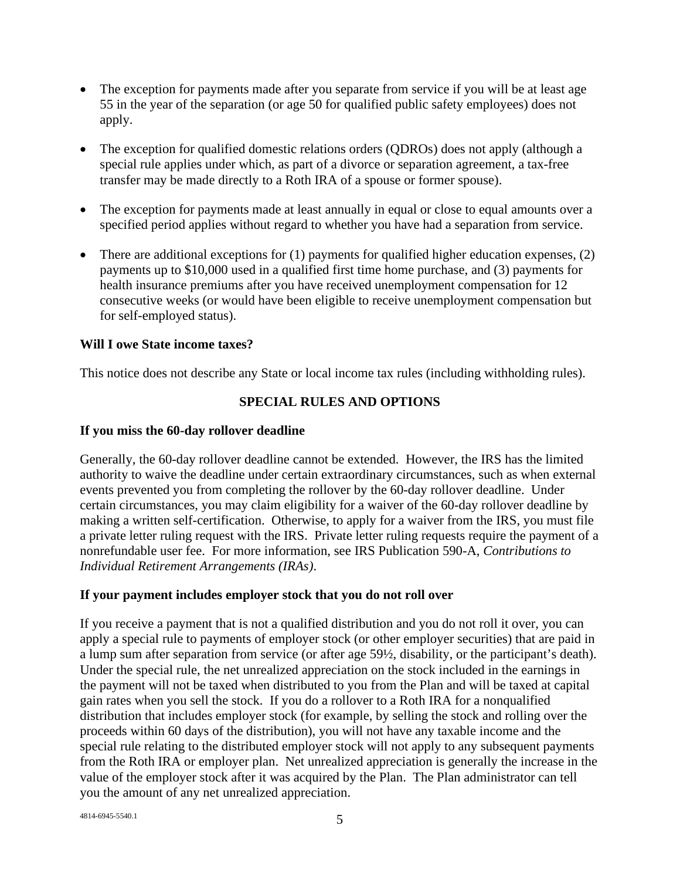- The exception for payments made after you separate from service if you will be at least age 55 in the year of the separation (or age 50 for qualified public safety employees) does not apply.

- The exception for qualified domestic relations orders (QDROs) does not apply (although a special rule applies under which, as part of a divorce or separation agreement, a tax-free transfer may be made directly to a Roth IRA of a spouse or former spouse).

- The exception for payments made at least annually in equal or close to equal amounts over a specified period applies without regard to whether you have had a separation from service.

- There are additional exceptions for (1) payments for qualified higher education expenses, (2) payments up to $10,000 used in a qualified first time home purchase, and (3) payments for health insurance premiums after you have received unemployment compensation for 12 consecutive weeks (or would have been eligible to receive unemployment compensation but for self-employed status).

**Will I owe State income taxes?**

This notice does not describe any State or local income tax rules (including withholding rules).

## SPECIAL RULES AND OPTIONS

**If you miss the 60-day rollover deadline**

Generally, the 60-day rollover deadline cannot be extended. However, the IRS has the limited authority to waive the deadline under certain extraordinary circumstances, such as when external events prevented you from completing the rollover by the 60-day rollover deadline. Under certain circumstances, you may claim eligibility for a waiver of the 60-day rollover deadline by making a written self-certification. Otherwise, to apply for a waiver from the IRS, you must file a private letter ruling request with the IRS. Private letter ruling requests require the payment of a nonrefundable user fee. For more information, see IRS Publication 590-A, *Contributions to Individual Retirement Arrangements (IRAs)*.

**If your payment includes employer stock that you do not roll over**

If you receive a payment that is not a qualified distribution and you do not roll it over, you can apply a special rule to payments of employer stock (or other employer securities) that are paid in a lump sum after separation from service (or after age 59½, disability, or the participant's death). Under the special rule, the net unrealized appreciation on the stock included in the earnings in the payment will not be taxed when distributed to you from the Plan and will be taxed at capital gain rates when you sell the stock. If you do a rollover to a Roth IRA for a nonqualified distribution that includes employer stock (for example, by selling the stock and rolling over the proceeds within 60 days of the distribution), you will not have any taxable income and the special rule relating to the distributed employer stock will not apply to any subsequent payments from the Roth IRA or employer plan. Net unrealized appreciation is generally the increase in the value of the employer stock after it was acquired by the Plan. The Plan administrator can tell you the amount of any net unrealized appreciation.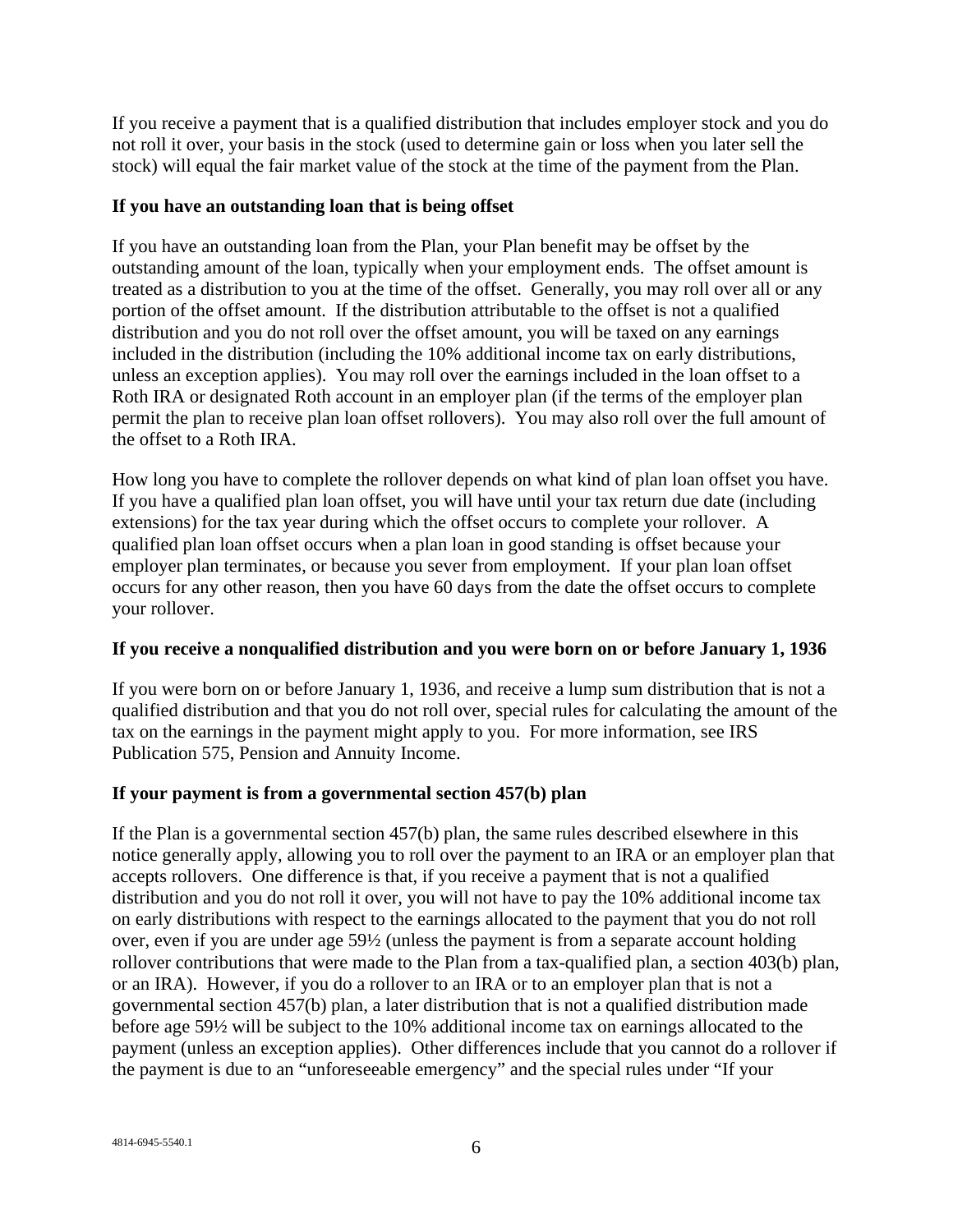If you receive a payment that is a qualified distribution that includes employer stock and you do not roll it over, your basis in the stock (used to determine gain or loss when you later sell the stock) will equal the fair market value of the stock at the time of the payment from the Plan.

**If you have an outstanding loan that is being offset**

If you have an outstanding loan from the Plan, your Plan benefit may be offset by the outstanding amount of the loan, typically when your employment ends. The offset amount is treated as a distribution to you at the time of the offset. Generally, you may roll over all or any portion of the offset amount. If the distribution attributable to the offset is not a qualified distribution and you do not roll over the offset amount, you will be taxed on any earnings included in the distribution (including the 10% additional income tax on early distributions, unless an exception applies). You may roll over the earnings included in the loan offset to a Roth IRA or designated Roth account in an employer plan (if the terms of the employer plan permit the plan to receive plan loan offset rollovers). You may also roll over the full amount of the offset to a Roth IRA.

How long you have to complete the rollover depends on what kind of plan loan offset you have. If you have a qualified plan loan offset, you will have until your tax return due date (including extensions) for the tax year during which the offset occurs to complete your rollover. A qualified plan loan offset occurs when a plan loan in good standing is offset because your employer plan terminates, or because you sever from employment. If your plan loan offset occurs for any other reason, then you have 60 days from the date the offset occurs to complete your rollover.

**If you receive a nonqualified distribution and you were born on or before January 1, 1936**

If you were born on or before January 1, 1936, and receive a lump sum distribution that is not a qualified distribution and that you do not roll over, special rules for calculating the amount of the tax on the earnings in the payment might apply to you. For more information, see IRS Publication 575, Pension and Annuity Income.

**If your payment is from a governmental section 457(b) plan**

If the Plan is a governmental section 457(b) plan, the same rules described elsewhere in this notice generally apply, allowing you to roll over the payment to an IRA or an employer plan that accepts rollovers. One difference is that, if you receive a payment that is not a qualified distribution and you do not roll it over, you will not have to pay the 10% additional income tax on early distributions with respect to the earnings allocated to the payment that you do not roll over, even if you are under age 59½ (unless the payment is from a separate account holding rollover contributions that were made to the Plan from a tax-qualified plan, a section 403(b) plan, or an IRA). However, if you do a rollover to an IRA or to an employer plan that is not a governmental section 457(b) plan, a later distribution that is not a qualified distribution made before age 59½ will be subject to the 10% additional income tax on earnings allocated to the payment (unless an exception applies). Other differences include that you cannot do a rollover if the payment is due to an "unforeseeable emergency" and the special rules under "If your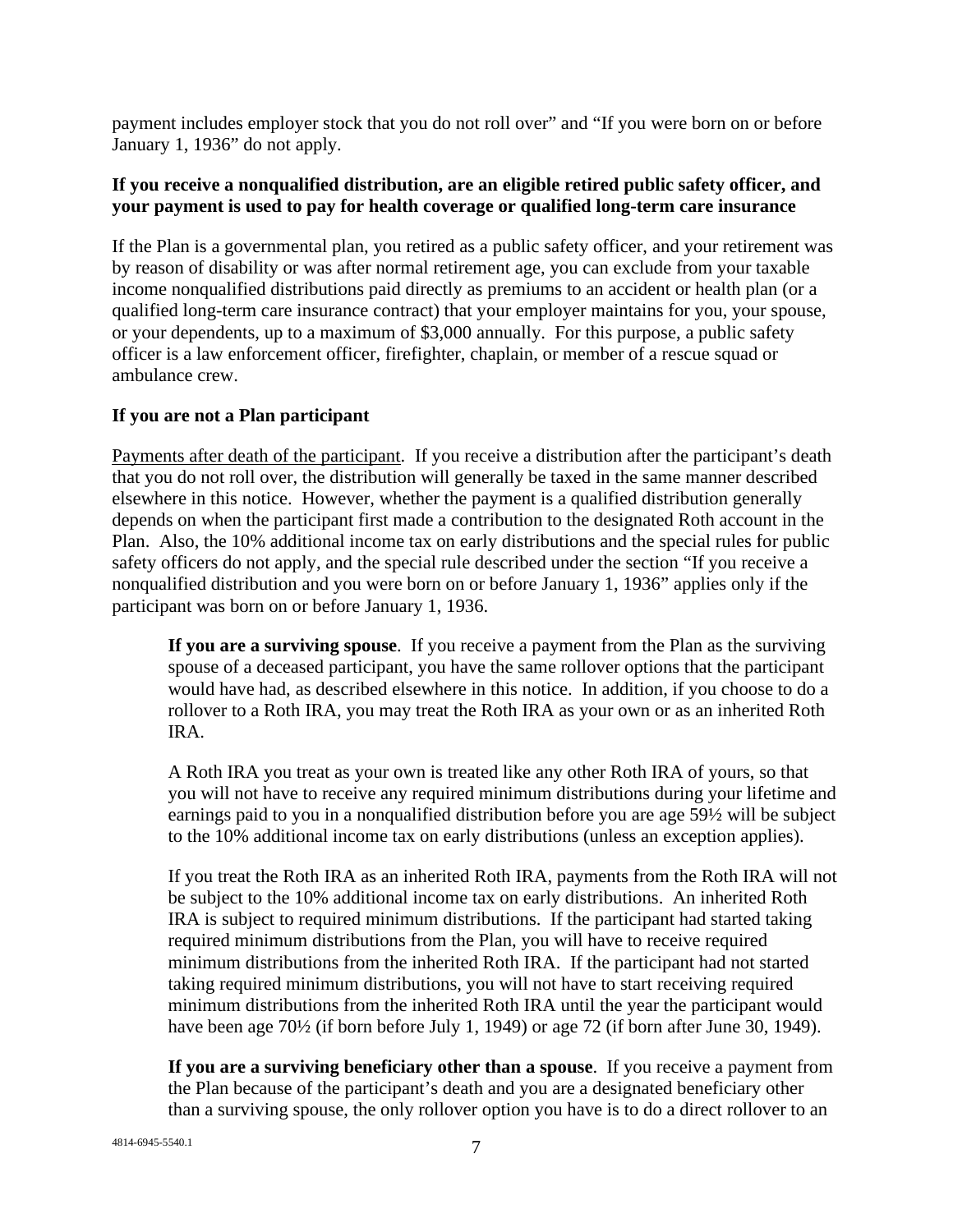payment includes employer stock that you do not roll over" and "If you were born on or before January 1, 1936" do not apply.

**If you receive a nonqualified distribution, are an eligible retired public safety officer, and your payment is used to pay for health coverage or qualified long-term care insurance**

If the Plan is a governmental plan, you retired as a public safety officer, and your retirement was by reason of disability or was after normal retirement age, you can exclude from your taxable income nonqualified distributions paid directly as premiums to an accident or health plan (or a qualified long-term care insurance contract) that your employer maintains for you, your spouse, or your dependents, up to a maximum of $3,000 annually. For this purpose, a public safety officer is a law enforcement officer, firefighter, chaplain, or member of a rescue squad or ambulance crew.

**If you are not a Plan participant**

Payments after death of the participant. If you receive a distribution after the participant's death that you do not roll over, the distribution will generally be taxed in the same manner described elsewhere in this notice. However, whether the payment is a qualified distribution generally depends on when the participant first made a contribution to the designated Roth account in the Plan. Also, the 10% additional income tax on early distributions and the special rules for public safety officers do not apply, and the special rule described under the section "If you receive a nonqualified distribution and you were born on or before January 1, 1936" applies only if the participant was born on or before January 1, 1936.

**If you are a surviving spouse**. If you receive a payment from the Plan as the surviving spouse of a deceased participant, you have the same rollover options that the participant would have had, as described elsewhere in this notice. In addition, if you choose to do a rollover to a Roth IRA, you may treat the Roth IRA as your own or as an inherited Roth IRA.

A Roth IRA you treat as your own is treated like any other Roth IRA of yours, so that you will not have to receive any required minimum distributions during your lifetime and earnings paid to you in a nonqualified distribution before you are age 59½ will be subject to the 10% additional income tax on early distributions (unless an exception applies).

If you treat the Roth IRA as an inherited Roth IRA, payments from the Roth IRA will not be subject to the 10% additional income tax on early distributions. An inherited Roth IRA is subject to required minimum distributions. If the participant had started taking required minimum distributions from the Plan, you will have to receive required minimum distributions from the inherited Roth IRA. If the participant had not started taking required minimum distributions, you will not have to start receiving required minimum distributions from the inherited Roth IRA until the year the participant would have been age 70½ (if born before July 1, 1949) or age 72 (if born after June 30, 1949).

**If you are a surviving beneficiary other than a spouse**. If you receive a payment from the Plan because of the participant's death and you are a designated beneficiary other than a surviving spouse, the only rollover option you have is to do a direct rollover to an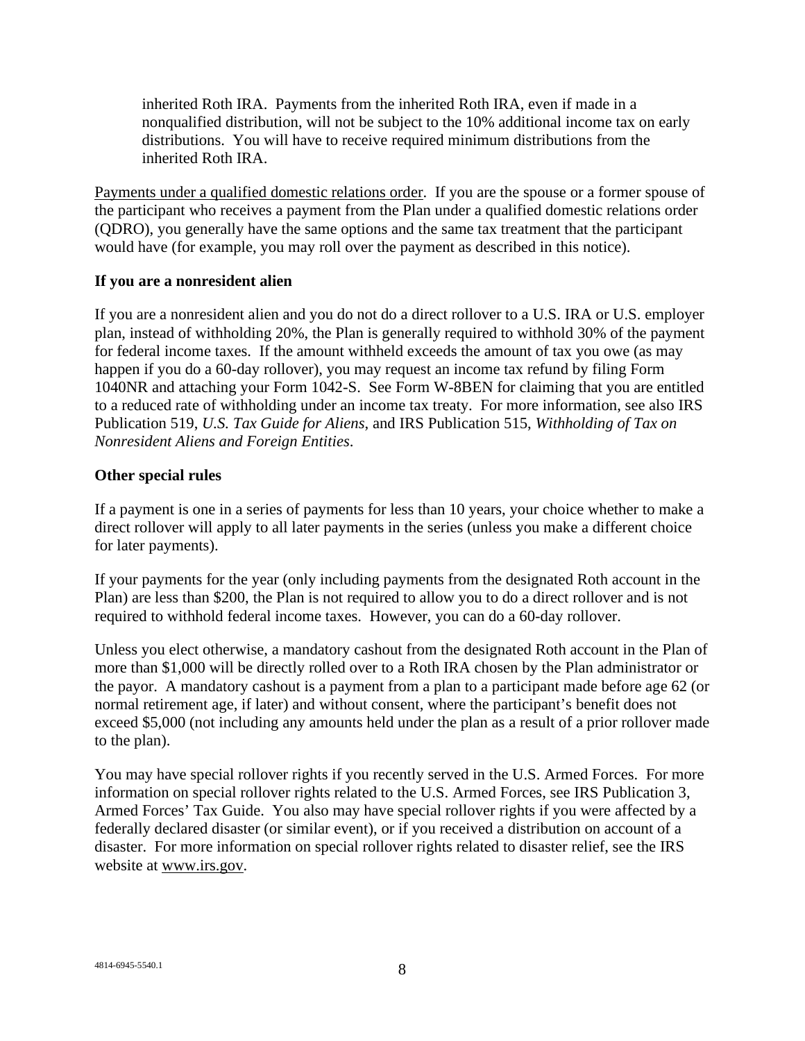inherited Roth IRA. Payments from the inherited Roth IRA, even if made in a nonqualified distribution, will not be subject to the 10% additional income tax on early distributions. You will have to receive required minimum distributions from the inherited Roth IRA.

Payments under a qualified domestic relations order. If you are the spouse or a former spouse of the participant who receives a payment from the Plan under a qualified domestic relations order (QDRO), you generally have the same options and the same tax treatment that the participant would have (for example, you may roll over the payment as described in this notice).

**If you are a nonresident alien**

If you are a nonresident alien and you do not do a direct rollover to a U.S. IRA or U.S. employer plan, instead of withholding 20%, the Plan is generally required to withhold 30% of the payment for federal income taxes. If the amount withheld exceeds the amount of tax you owe (as may happen if you do a 60-day rollover), you may request an income tax refund by filing Form 1040NR and attaching your Form 1042-S. See Form W-8BEN for claiming that you are entitled to a reduced rate of withholding under an income tax treaty. For more information, see also IRS Publication 519, *U.S. Tax Guide for Aliens*, and IRS Publication 515, *Withholding of Tax on Nonresident Aliens and Foreign Entities*.

**Other special rules**

If a payment is one in a series of payments for less than 10 years, your choice whether to make a direct rollover will apply to all later payments in the series (unless you make a different choice for later payments).

If your payments for the year (only including payments from the designated Roth account in the Plan) are less than $200, the Plan is not required to allow you to do a direct rollover and is not required to withhold federal income taxes. However, you can do a 60-day rollover.

Unless you elect otherwise, a mandatory cashout from the designated Roth account in the Plan of more than $1,000 will be directly rolled over to a Roth IRA chosen by the Plan administrator or the payor. A mandatory cashout is a payment from a plan to a participant made before age 62 (or normal retirement age, if later) and without consent, where the participant's benefit does not exceed $5,000 (not including any amounts held under the plan as a result of a prior rollover made to the plan).

You may have special rollover rights if you recently served in the U.S. Armed Forces. For more information on special rollover rights related to the U.S. Armed Forces, see IRS Publication 3, Armed Forces' Tax Guide. You also may have special rollover rights if you were affected by a federally declared disaster (or similar event), or if you received a distribution on account of a disaster. For more information on special rollover rights related to disaster relief, see the IRS website at www.irs.gov.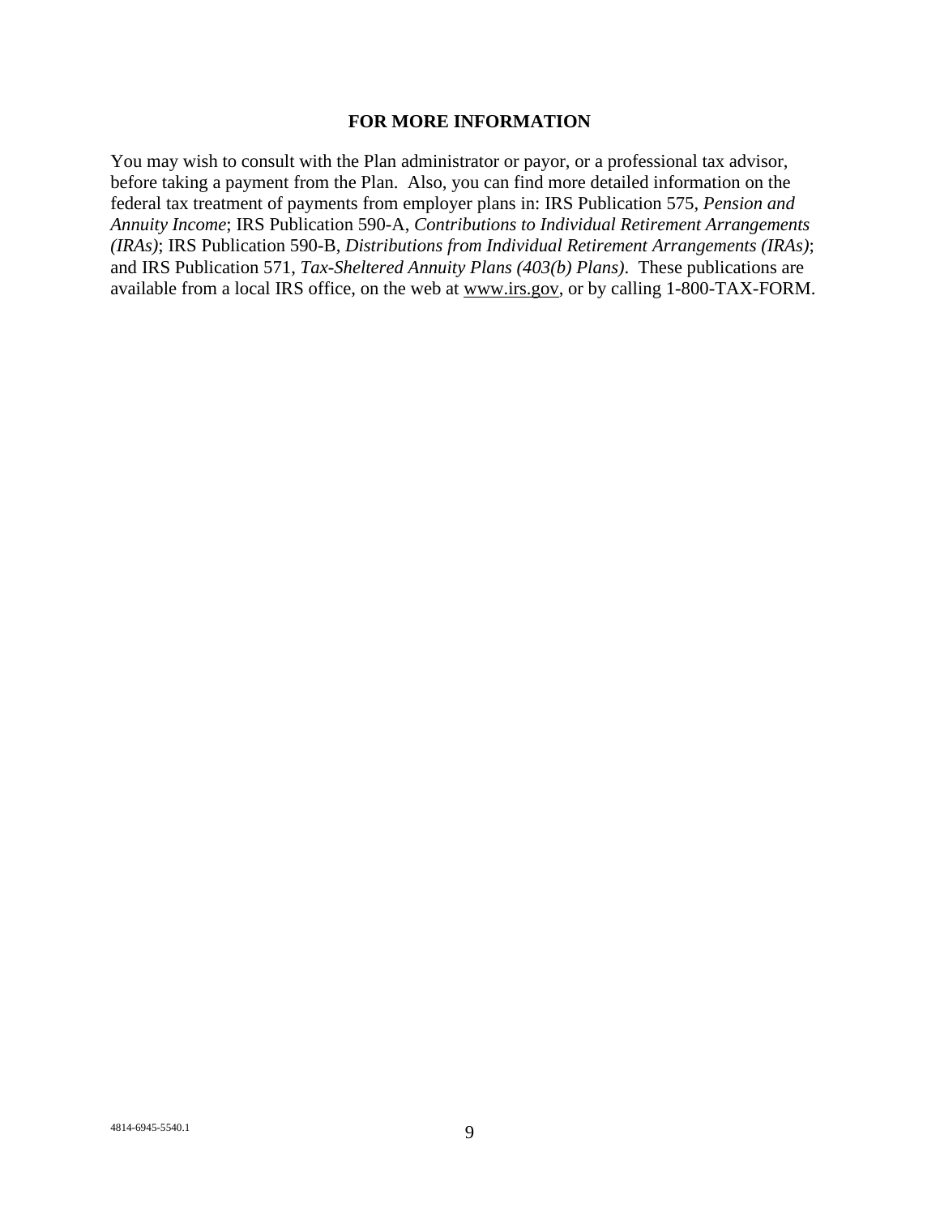## FOR MORE INFORMATION

You may wish to consult with the Plan administrator or payor, or a professional tax advisor, before taking a payment from the Plan. Also, you can find more detailed information on the federal tax treatment of payments from employer plans in: IRS Publication 575, *Pension and Annuity Income*; IRS Publication 590-A, *Contributions to Individual Retirement Arrangements (IRAs)*; IRS Publication 590-B, *Distributions from Individual Retirement Arrangements (IRAs)*; and IRS Publication 571, *Tax-Sheltered Annuity Plans (403(b) Plans)*. These publications are available from a local IRS office, on the web at www.irs.gov, or by calling 1-800-TAX-FORM.